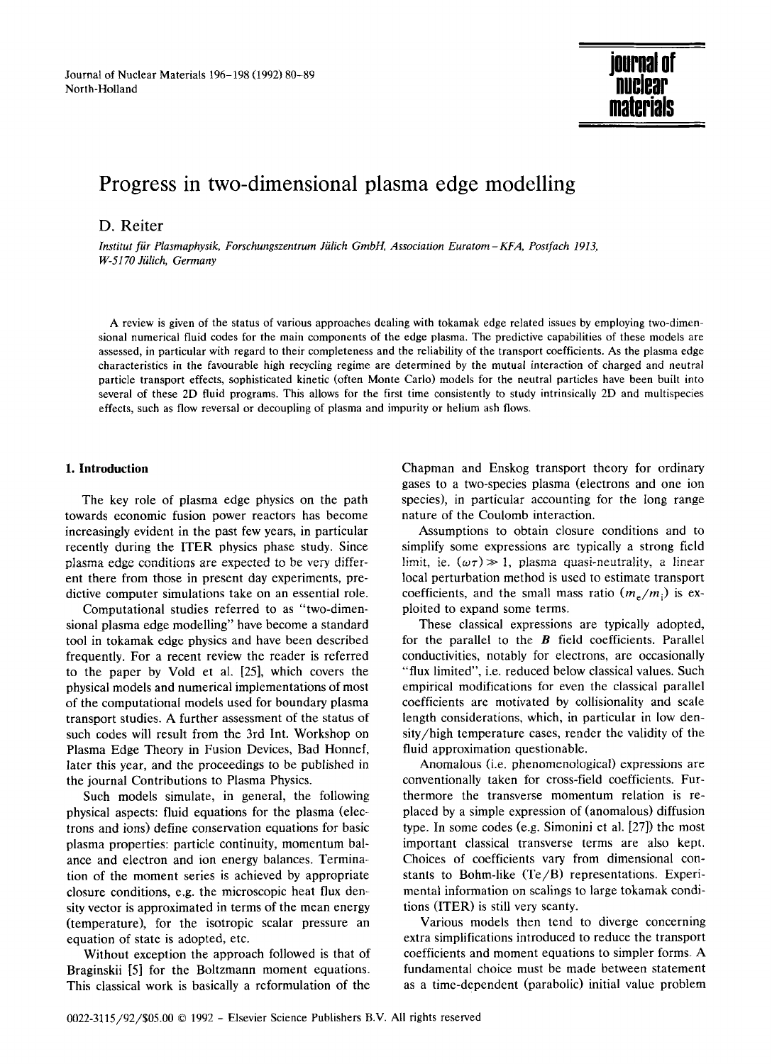# Progress in two-dimensional plasma edge modelling

D. Reiter

*Institut für Plasmaphysik, Forschungszentrum Jülich GmbH, Association Euratom–KFA, Postfach 1913, W-5170 Jülich, Germany*

A review is given of the status of various approaches dealing with tokamak edge related issues by employing two-dimensional numerical fluid codes for the main components of the edge plasma. The predictive capabilities of these models are assessed, in particular with regard to their completeness and the reliability of the transport coefficients. As the plasma edge characteristics in the favourable high recycling regime are determined by the mutual interaction of charged and neutral particle transport effects, sophisticated kinetic (often Monte Carlo) models for the neutral particles have been built into several of these 2D fluid programs. This allows for the first time consistently to study intrinsically 2D and multispecies effects, such as flow reversal or decoupling of plasma and impurity or helium ash flows.

## 1. Introduction

The key role of plasma edge physics on the path towards economic fusion power reactors has become increasingly evident in the past few years, in particular recently during the ITER physics phase study. Since plasma edge conditions are expected to be very different there from those in present day experiments, predictive computer simulations take on an essential role.

Computational studies referred to as "two-dimensional plasma edge modelling" have become a standard tool in tokamak edge physics and have been described frequently. For a recent review the reader is referred to the paper by Vold et al. [25], which covers the physical models and numerical implementations of most of the computational models used for boundary plasma transport studies. A further assessment of the status of such codes will result from the 3rd Int. Workshop on Plasma Edge Theory in Fusion Devices, Bad Honnef, later this year, and the proceedings to be published in the journal Contributions to Plasma Physics.

Such models simulate, in general, the following physical aspects: fluid equations for the plasma (electrons and ions) define conservation equations for basic plasma properties: particle continuity, momentum balance and electron and ion energy balances. Termination of the moment series is achieved by appropriate closure conditions, e.g. the microscopic heat flux density vector is approximated in terms of the mean energy (temperature), for the isotropic scalar pressure an equation of state is adopted, etc.

Without exception the approach followed is that of Braginskii [5] for the Boltzmann moment equations. This classical work is basically a reformulation of the Chapman and Enskog transport theory for ordinary gases to a two-species plasma (electrons and one ion species), in particular accounting for the long range nature of the Coulomb interaction.

Assumptions to obtain closure conditions and to simplify some expressions are typically a strong field limit, ie. $(\omega\tau) \gg 1$, plasma quasi-neutrality, a linear local perturbation method is used to estimate transport coefficients, and the small mass ratio $(m_e/m_i)$ is exploited to expand some terms.

These classical expressions are typically adopted, for the parallel to the $\boldsymbol{B}$ field coefficients. Parallel conductivities, notably for electrons, are occasionally "flux limited", i.e. reduced below classical values. Such empirical modifications for even the classical parallel coefficients are motivated by collisionality and scale length considerations, which, in particular in low density/high temperature cases, render the validity of the fluid approximation questionable.

Anomalous (i.e. phenomenological) expressions are conventionally taken for cross-field coefficients. Furthermore the transverse momentum relation is replaced by a simple expression of (anomalous) diffusion type. In some codes (e.g. Simonini et al. [27]) the most important classical transverse terms are also kept. Choices of coefficients vary from dimensional constants to Bohm-like (Te/B) representations. Experimental information on scalings to large tokamak conditions (ITER) is still very scanty.

Various models then tend to diverge concerning extra simplifications introduced to reduce the transport coefficients and moment equations to simpler forms. A fundamental choice must be made between statement as a time-dependent (parabolic) initial value problem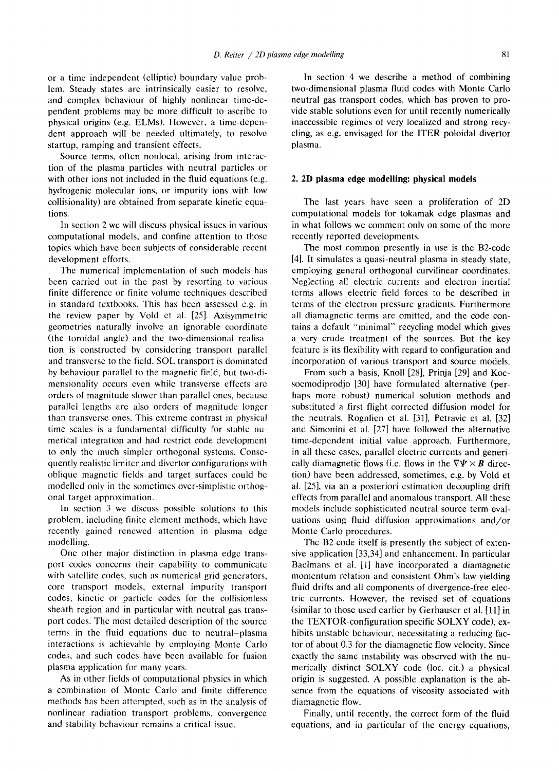or a time independent (elliptic) boundary value problem. Steady states are intrinsically easier to resolve, and complex behaviour of highly nonlinear time-dependent problems may be more difficult to ascribe to physical origins (e.g. ELMs). However, a time-dependent approach will be needed ultimately, to resolve startup, ramping and transient effects.

Source terms, often nonlocal, arising from interaction of the plasma particles with neutral particles or with other ions not included in the fluid equations (e.g. hydrogenic molecular ions, or impurity ions with low collisionality) are obtained from separate kinetic equations.

In section 2 we will discuss physical issues in various computational models, and confine attention to those topics which have been subjects of considerable recent development efforts.

The numerical implementation of such models has been carried out in the past by resorting to various finite difference or finite volume techniques described in standard textbooks. This has been assessed e.g. in the review paper by Vold et al. [25]. Axisymmetric geometries naturally involve an ignorable coordinate (the toroidal angle) and the two-dimensional realisation is constructed by considering transport parallel and transverse to the field. SOL transport is dominated by behaviour parallel to the magnetic field, but two-dimensionality occurs even while transverse effects are orders of magnitude slower than parallel ones, because parallel lengths are also orders of magnitude longer than transverse ones. This extreme contrast in physical time scales is a fundamental difficulty for stable numerical integration and had restrict code development to only the much simpler orthogonal systems. Consequently realistic limiter and divertor configurations with oblique magnetic fields and target surfaces could be modelled only in the sometimes over-simplistic orthogonal target approximation.

In section 3 we discuss possible solutions to this problem, including finite element methods, which have recently gained renewed attention in plasma edge modelling.

One other major distinction in plasma edge transport codes concerns their capability to communicate with satellite codes, such as numerical grid generators, core transport models, external impurity transport codes, kinetic or particle codes for the collisionless sheath region and in particular with neutral gas transport codes. The most detailed description of the source terms in the fluid equations due to neutral–plasma interactions is achievable by employing Monte Carlo codes, and such codes have been available for fusion plasma application for many years.

As in other fields of computational physics in which a combination of Monte Carlo and finite difference methods has been attempted, such as in the analysis of nonlinear radiation transport problems, convergence and stability behaviour remains a critical issue.

In section 4 we describe a method of combining two-dimensional plasma fluid codes with Monte Carlo neutral gas transport codes, which has proven to provide stable solutions even for until recently numerically inaccessible regimes of very localized and strong recycling, as e.g. envisaged for the ITER poloidal divertor plasma.

## 2. 2D plasma edge modelling: physical models

The last years have seen a proliferation of 2D computational models for tokamak edge plasmas and in what follows we comment only on some of the more recently reported developments.

The most common presently in use is the B2-code [4]. It simulates a quasi-neutral plasma in steady state, employing general orthogonal curvilinear coordinates. Neglecting all electric currents and electron inertial terms allows electric field forces to be described in terms of the electron pressure gradients. Furthermore all diamagnetic terms are omitted, and the code contains a default "minimal" recycling model which gives a very crude treatment of the sources. But the key feature is its flexibility with regard to configuration and incorporation of various transport and source models.

From such a basis, Knoll [28], Prinja [29] and Koesoemodiprodjo [30] have formulated alternative (perhaps more robust) numerical solution methods and substituted a first flight corrected diffusion model for the neutrals. Rognlien et al. [31], Petravic et al. [32] and Simonini et al. [27] have followed the alternative time-dependent initial value approach. Furthermore, in all these cases, parallel electric currents and generically diamagnetic flows (i.e. flows in the $\nabla\Psi \times \boldsymbol{B}$ direction) have been addressed, sometimes, e.g. by Vold et al. [25], via an a posteriori estimation decoupling drift effects from parallel and anomalous transport. All these models include sophisticated neutral source term evaluations using fluid diffusion approximations and/or Monte Carlo procedures.

The B2-code itself is presently the subject of extensive application [33,34] and enhancement. In particular Baelmans et al. [1] have incorporated a diamagnetic momentum relation and consistent Ohm's law yielding fluid drifts and all components of divergence-free electric currents. However, the revised set of equations (similar to those used earlier by Gerhauser et al. [11] in the TEXTOR-configuration specific SOLXY code), exhibits unstable behaviour, necessitating a reducing factor of about 0.3 for the diamagnetic flow velocity. Since exactly the same instability was observed with the numerically distinct SOLXY code (loc. cit.) a physical origin is suggested. A possible explanation is the absence from the equations of viscosity associated with diamagnetic flow.

Finally, until recently, the correct form of the fluid equations, and in particular of the energy equations,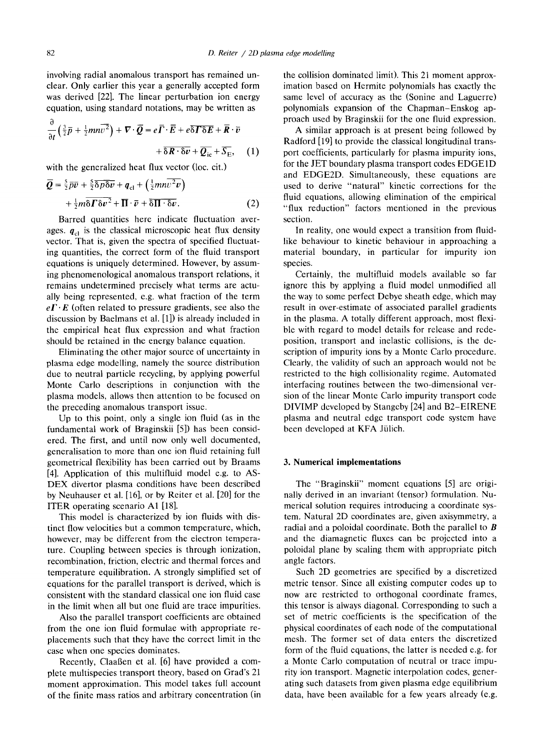involving radial anomalous transport has remained unclear. Only earlier this year a generally accepted form was derived [22]. The linear perturbation ion energy equation, using standard notations, may be written as

$$\frac{\partial}{\partial t}\left(\tfrac{3}{2}\bar{p} + \tfrac{1}{2}mn\overline{v^2}\right) + \nabla \cdot \bar{Q} = e\bar{\Gamma} \cdot \bar{E} + e\overline{\delta\Gamma\delta E} + \bar{R} \cdot \bar{v} + \overline{\delta R \cdot \delta v} + \overline{Q_{ie}} + \overline{S_E}, \quad (1)$$

with the generalized heat flux vector (loc. cit.)

$$\bar{Q} = \tfrac{5}{2}\bar{p}\bar{v} + \tfrac{5}{2}\overline{\delta p \delta v} + q_{cl} + \left(\tfrac{1}{2}mn\overline{v^2 v}\right) + \tfrac{1}{2}m\overline{\delta\Gamma\delta v^2} + \bar{\Pi} \cdot \bar{v} + \overline{\delta\Pi \cdot \delta v}. \quad (2)$$

Barred quantities here indicate fluctuation averages. $q_{cl}$ is the classical microscopic heat flux density vector. That is, given the spectra of specified fluctuating quantities, the correct form of the fluid transport equations is uniquely determined. However, by assuming phenomenological anomalous transport relations, it remains undetermined precisely what terms are actually being represented, e.g. what fraction of the term $e\Gamma \cdot E$ (often related to pressure gradients, see also the discussion by Baelmans et al. [1]) is already included in the empirical heat flux expression and what fraction should be retained in the energy balance equation.

Eliminating the other major source of uncertainty in plasma edge modelling, namely the source distribution due to neutral particle recycling, by applying powerful Monte Carlo descriptions in conjunction with the plasma models, allows then attention to be focused on the preceding anomalous transport issue.

Up to this point, only a single ion fluid (as in the fundamental work of Braginskii [5]) has been considered. The first, and until now only well documented, generalisation to more than one ion fluid retaining full geometrical flexibility has been carried out by Braams [4]. Application of this multifluid model e.g. to ASDEX divertor plasma conditions have been described by Neuhauser et al. [16], or by Reiter et al. [20] for the ITER operating scenario A1 [18].

This model is characterized by ion fluids with distinct flow velocities but a common temperature, which, however, may be different from the electron temperature. Coupling between species is through ionization, recombination, friction, electric and thermal forces and temperature equilibration. A strongly simplified set of equations for the parallel transport is derived, which is consistent with the standard classical one ion fluid case in the limit when all but one fluid are trace impurities.

Also the parallel transport coefficients are obtained from the one ion fluid formulae with appropriate replacements such that they have the correct limit in the case when one species dominates.

Recently, Claaßen et al. [6] have provided a complete multispecies transport theory, based on Grad's 21 moment approximation. This model takes full account of the finite mass ratios and arbitrary concentration (in the collision dominated limit). This 21 moment approximation based on Hermite polynomials has exactly the same level of accuracy as the (Sonine and Laguerre) polynomials expansion of the Chapman–Enskog approach used by Braginskii for the one fluid expression.

A similar approach is at present being followed by Radford [19] to provide the classical longitudinal transport coefficients, particularly for plasma impurity ions, for the JET boundary plasma transport codes EDGE1D and EDGE2D. Simultaneously, these equations are used to derive "natural" kinetic corrections for the fluid equations, allowing elimination of the empirical "flux reduction" factors mentioned in the previous section.

In reality, one would expect a transition from fluid-like behaviour to kinetic behaviour in approaching a material boundary, in particular for impurity ion species.

Certainly, the multifluid models available so far ignore this by applying a fluid model unmodified all the way to some perfect Debye sheath edge, which may result in over-estimate of associated parallel gradients in the plasma. A totally different approach, most flexible with regard to model details for release and redeposition, transport and inelastic collisions, is the description of impurity ions by a Monte Carlo procedure. Clearly, the validity of such an approach would not be restricted to the high collisionality regime. Automated interfacing routines between the two-dimensional version of the linear Monte Carlo impurity transport code DIVIMP developed by Stangeby [24] and B2–EIRENE plasma and neutral edge transport code system have been developed at KFA Jülich.

## 3. Numerical implementations

The "Braginskii" moment equations [5] are originally derived in an invariant (tensor) formulation. Numerical solution requires introducing a coordinate system. Natural 2D coordinates are, given axisymmetry, a radial and a poloidal coordinate. Both the parallel to $\boldsymbol{B}$ and the diamagnetic fluxes can be projected into a poloidal plane by scaling them with appropriate pitch angle factors.

Such 2D geometries are specified by a discretized metric tensor. Since all existing computer codes up to now are restricted to orthogonal coordinate frames, this tensor is always diagonal. Corresponding to such a set of metric coefficients is the specification of the physical coordinates of each node of the computational mesh. The former set of data enters the discretized form of the fluid equations, the latter is needed e.g. for a Monte Carlo computation of neutral or trace impurity ion transport. Magnetic interpolation codes, generating such datasets from given plasma edge equilibrium data, have been available for a few years already (e.g.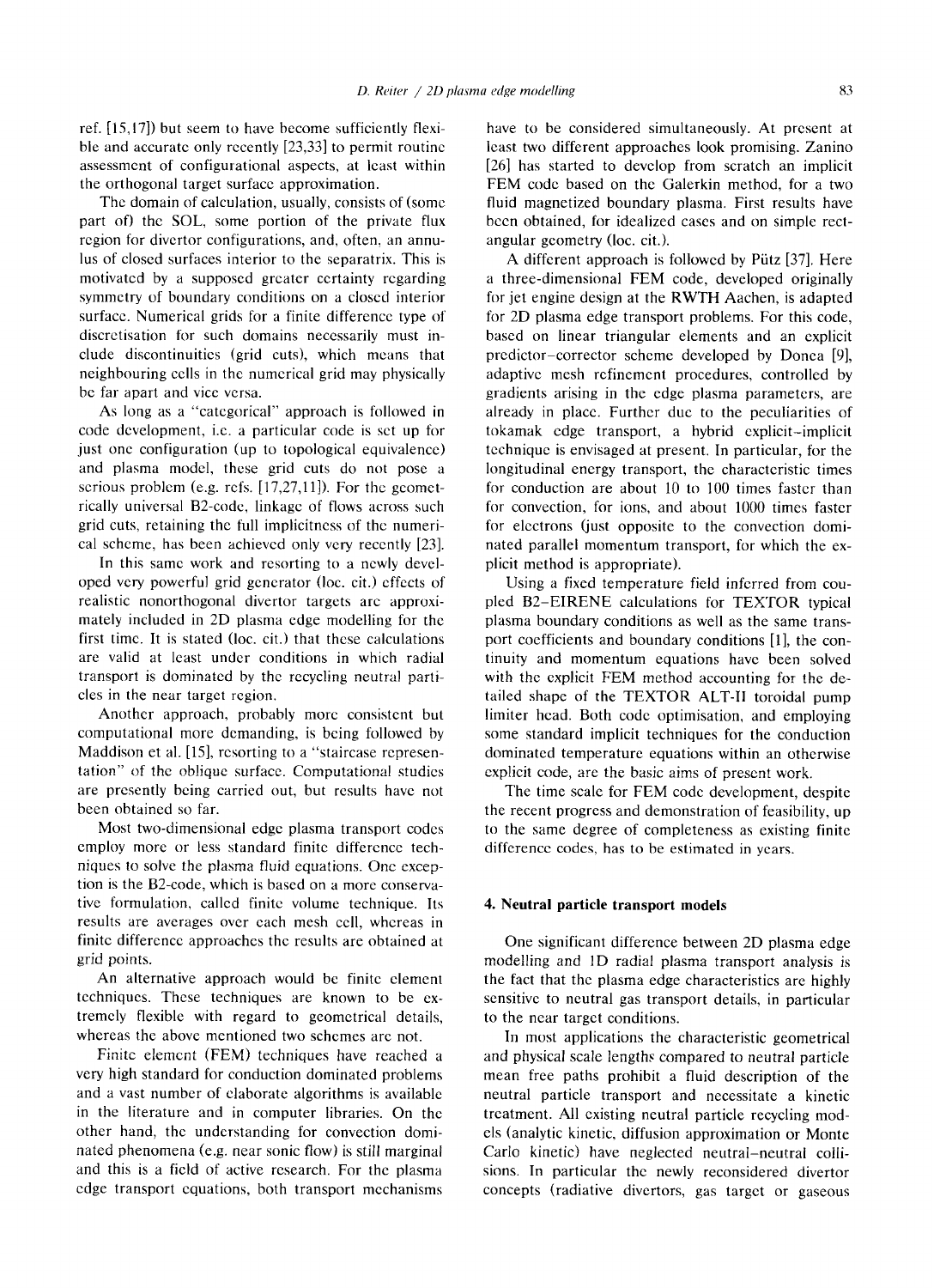ref. [15,17]) but seem to have become sufficiently flexible and accurate only recently [23,33] to permit routine assessment of configurational aspects, at least within the orthogonal target surface approximation.

The domain of calculation, usually, consists of (some part of) the SOL, some portion of the private flux region for divertor configurations, and, often, an annulus of closed surfaces interior to the separatrix. This is motivated by a supposed greater certainty regarding symmetry of boundary conditions on a closed interior surface. Numerical grids for a finite difference type of discretisation for such domains necessarily must include discontinuities (grid cuts), which means that neighbouring cells in the numerical grid may physically be far apart and vice versa.

As long as a "categorical" approach is followed in code development, i.e. a particular code is set up for just one configuration (up to topological equivalence) and plasma model, these grid cuts do not pose a serious problem (e.g. refs. [17,27,11]). For the geometrically universal B2-code, linkage of flows across such grid cuts, retaining the full implicitness of the numerical scheme, has been achieved only very recently [23].

In this same work and resorting to a newly developed very powerful grid generator (loc. cit.) effects of realistic nonorthogonal divertor targets are approximately included in 2D plasma edge modelling for the first time. It is stated (loc. cit.) that these calculations are valid at least under conditions in which radial transport is dominated by the recycling neutral particles in the near target region.

Another approach, probably more consistent but computational more demanding, is being followed by Maddison et al. [15], resorting to a "staircase representation" of the oblique surface. Computational studies are presently being carried out, but results have not been obtained so far.

Most two-dimensional edge plasma transport codes employ more or less standard finite difference techniques to solve the plasma fluid equations. One exception is the B2-code, which is based on a more conservative formulation, called finite volume technique. Its results are averages over each mesh cell, whereas in finite difference approaches the results are obtained at grid points.

An alternative approach would be finite element techniques. These techniques are known to be extremely flexible with regard to geometrical details, whereas the above mentioned two schemes are not.

Finite element (FEM) techniques have reached a very high standard for conduction dominated problems and a vast number of elaborate algorithms is available in the literature and in computer libraries. On the other hand, the understanding for convection dominated phenomena (e.g. near sonic flow) is still marginal and this is a field of active research. For the plasma edge transport equations, both transport mechanisms have to be considered simultaneously. At present at least two different approaches look promising. Zanino [26] has started to develop from scratch an implicit FEM code based on the Galerkin method, for a two fluid magnetized boundary plasma. First results have been obtained, for idealized cases and on simple rectangular geometry (loc. cit.).

A different approach is followed by Pütz [37]. Here a three-dimensional FEM code, developed originally for jet engine design at the RWTH Aachen, is adapted for 2D plasma edge transport problems. For this code, based on linear triangular elements and an explicit predictor–corrector scheme developed by Donea [9], adaptive mesh refinement procedures, controlled by gradients arising in the edge plasma parameters, are already in place. Further due to the peculiarities of tokamak edge transport, a hybrid explicit–implicit technique is envisaged at present. In particular, for the longitudinal energy transport, the characteristic times for conduction are about 10 to 100 times faster than for convection, for ions, and about 1000 times faster for electrons (just opposite to the convection dominated parallel momentum transport, for which the explicit method is appropriate).

Using a fixed temperature field inferred from coupled B2–EIRENE calculations for TEXTOR typical plasma boundary conditions as well as the same transport coefficients and boundary conditions [1], the continuity and momentum equations have been solved with the explicit FEM method accounting for the detailed shape of the TEXTOR ALT-II toroidal pump limiter head. Both code optimisation, and employing some standard implicit techniques for the conduction dominated temperature equations within an otherwise explicit code, are the basic aims of present work.

The time scale for FEM code development, despite the recent progress and demonstration of feasibility, up to the same degree of completeness as existing finite difference codes, has to be estimated in years.

## 4. Neutral particle transport models

One significant difference between 2D plasma edge modelling and 1D radial plasma transport analysis is the fact that the plasma edge characteristics are highly sensitive to neutral gas transport details, in particular to the near target conditions.

In most applications the characteristic geometrical and physical scale lengths compared to neutral particle mean free paths prohibit a fluid description of the neutral particle transport and necessitate a kinetic treatment. All existing neutral particle recycling models (analytic kinetic, diffusion approximation or Monte Carlo kinetic) have neglected neutral–neutral collisions. In particular the newly reconsidered divertor concepts (radiative divertors, gas target or gaseous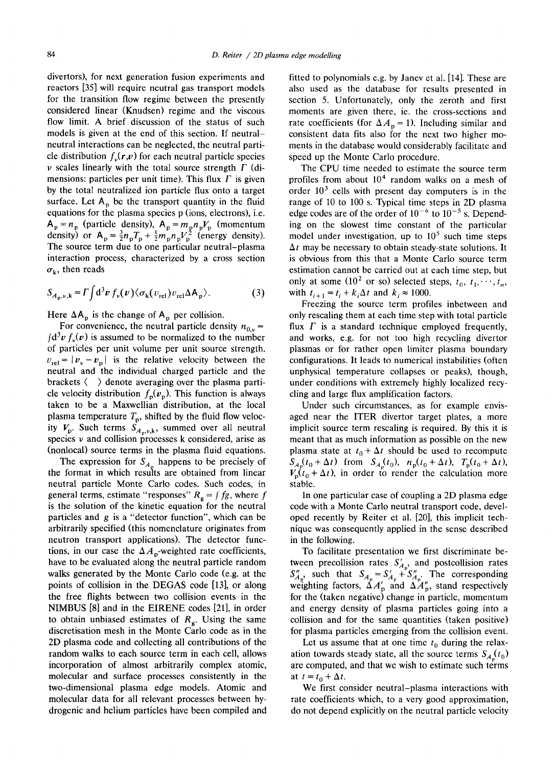divertors), for next generation fusion experiments and reactors [35] will require neutral gas transport models for the transition flow regime between the presently considered linear (Knudsen) regime and the viscous flow limit. A brief discussion of the status of such models is given at the end of this section. If neutral–neutral interactions can be neglected, the neutral particle distribution $f_\nu(\boldsymbol{r},\boldsymbol{v})$ for each neutral particle species $\nu$ scales linearly with the total source strength $\Gamma$ (dimensions: particles per unit time). This flux $\Gamma$ is given by the total neutralized ion particle flux onto a target surface. Let $\mathsf{A}_\mathrm{p}$ be the transport quantity in the fluid equations for the plasma species p (ions, electrons), i.e. $\mathsf{A}_\mathrm{p} = n_\mathrm{p}$ (particle density), $\mathsf{A}_\mathrm{p} = m_\mathrm{p} n_\mathrm{p} V_\mathrm{p}$ (momentum density) or $\mathsf{A}_\mathrm{p} = \frac{3}{2} n_\mathrm{p} T_\mathrm{p} + \frac{1}{2} m_\mathrm{p} n_\mathrm{p} V_\mathrm{p}^2$ (energy density). The source term due to one particular neutral–plasma interaction process, characterized by a cross section $\sigma_\mathrm{k}$, then reads

$$S_{A_\mathrm{p},\nu,\mathrm{k}} = \Gamma \int \mathrm{d}^3 v\, f_\nu(\boldsymbol{v}) \langle \sigma_\mathrm{k}(v_\mathrm{rel}) v_\mathrm{rel} \Delta \mathsf{A}_\mathrm{p} \rangle. \tag{3}$$

Here $\Delta \mathsf{A}_\mathrm{p}$ is the change of $\mathsf{A}_\mathrm{p}$ per collision.

For convenience, the neutral particle density $n_{0,\nu} = \int \mathrm{d}^3 v\, f_\nu(\boldsymbol{v})$ is assumed to be normalized to the number of particles per unit volume per unit source strength. $v_\mathrm{rel} = |\boldsymbol{v}_\nu - \boldsymbol{v}_\mathrm{p}|$ is the relative velocity between the neutral and the individual charged particle and the brackets $\langle\ \rangle$ denote averaging over the plasma particle velocity distribution $f_\mathrm{p}(\boldsymbol{v}_\mathrm{p})$. This function is always taken to be a Maxwellian distribution, at the local plasma temperature $T_\mathrm{p}$, shifted by the fluid flow velocity $V_\mathrm{p}$. Such terms $S_{A_\mathrm{p},\nu,\mathrm{k}}$, summed over all neutral species $\nu$ and collision processes k considered, arise as (nonlocal) source terms in the plasma fluid equations.

The expression for $S_{A_\mathrm{p}}$ happens to be precisely of the format in which results are obtained from linear neutral particle Monte Carlo codes. Such codes, in general terms, estimate "responses" $R_\mathrm{g} = \int fg$, where $f$ is the solution of the kinetic equation for the neutral particles and $g$ is a "detector function", which can be arbitrarily specified (this nomenclature originates from neutron transport applications). The detector functions, in our case the $\Delta A_\mathrm{p}$-weighted rate coefficients, have to be evaluated along the neutral particle random walks generated by the Monte Carlo code (e.g. at the points of collision in the DEGAS code [13], or along the free flights between two collision events in the NIMBUS [8] and in the EIRENE codes [21], in order to obtain unbiased estimates of $R_\mathrm{g}$. Using the same discretisation mesh in the Monte Carlo code as in the 2D plasma code and collecting all contributions of the random walks to each source term in each cell, allows incorporation of almost arbitrarily complex atomic, molecular and surface processes consistently in the two-dimensional plasma edge models. Atomic and molecular data for all relevant processes between hydrogenic and helium particles have been compiled and fitted to polynomials e.g. by Janev et al. [14]. These are also used as the database for results presented in section 5. Unfortunately, only the zeroth and first moments are given there, ie. the cross-sections and rate coefficients (for $\Delta A_\mathrm{p} = 1$). Including similar and consistent data fits also for the next two higher moments in the database would considerably facilitate and speed up the Monte Carlo procedure.

The CPU time needed to estimate the source term profiles from about $10^4$ random walks on a mesh of order $10^3$ cells with present day computers is in the range of 10 to 100 s. Typical time steps in 2D plasma edge codes are of the order of $10^{-6}$ to $10^{-5}$ s. Depending on the slowest time constant of the particular model under investigation, up to $10^5$ such time steps $\Delta t$ may be necessary to obtain steady-state solutions. It is obvious from this that a Monte Carlo source term estimation cannot be carried out at each time step, but only at some ($10^2$ or so) selected steps, $t_0, t_1, \cdots, t_n$, with $t_{i+1} = t_i + k_i \Delta t$ and $k_i \approx 1000$.

Freezing the source term profiles inbetween and only rescaling them at each time step with total particle flux $\Gamma$ is a standard technique employed frequently, and works, e.g. for not too high recycling divertor plasmas or for rather open limiter plasma boundary configurations. It leads to numerical instabilities (often unphysical temperature collapses or peaks), though, under conditions with extremely highly localized recycling and large flux amplification factors.

Under such circumstances, as for example envisaged near the ITER divertor target plates, a more implicit source term rescaling is required. By this it is meant that as much information as possible on the new plasma state at $t_0 + \Delta t$ should be used to recompute $S_{A_\mathrm{p}}(t_0 + \Delta t)$ from $S_{A_\mathrm{p}}(t_0)$, $n_\mathrm{p}(t_0 + \Delta t)$, $T_\mathrm{p}(t_0 + \Delta t)$, $V_\mathrm{p}(t_0 + \Delta t)$, in order to render the calculation more stable.

In one particular case of coupling a 2D plasma edge code with a Monte Carlo neutral transport code, developed recently by Reiter et al. [20], this implicit technique was consequently applied in the sense described in the following.

To facilitate presentation we first discriminate between precollision rates $S'_{A_\mathrm{p}}$ and postcollision rates $S''_{A_\mathrm{p}}$, such that $S_{A_\mathrm{p}} = S'_{A_\mathrm{p}} + S''_{A_\mathrm{p}}$. The corresponding weighting factors, $\Delta A'_\mathrm{p}$ and $\Delta A''_\mathrm{p}$, stand respectively for the (taken negative) change in particle, momentum and energy density of plasma particles going into a collision and for the same quantities (taken positive) for plasma particles emerging from the collision event.

Let us assume that at one time $t_0$ during the relaxation towards steady state, all the source terms $S_{A_\mathrm{p}}(t_0)$ are computed, and that we wish to estimate such terms at $t = t_0 + \Delta t$.

We first consider neutral–plasma interactions with rate coefficients which, to a very good approximation, do not depend explicitly on the neutral particle velocity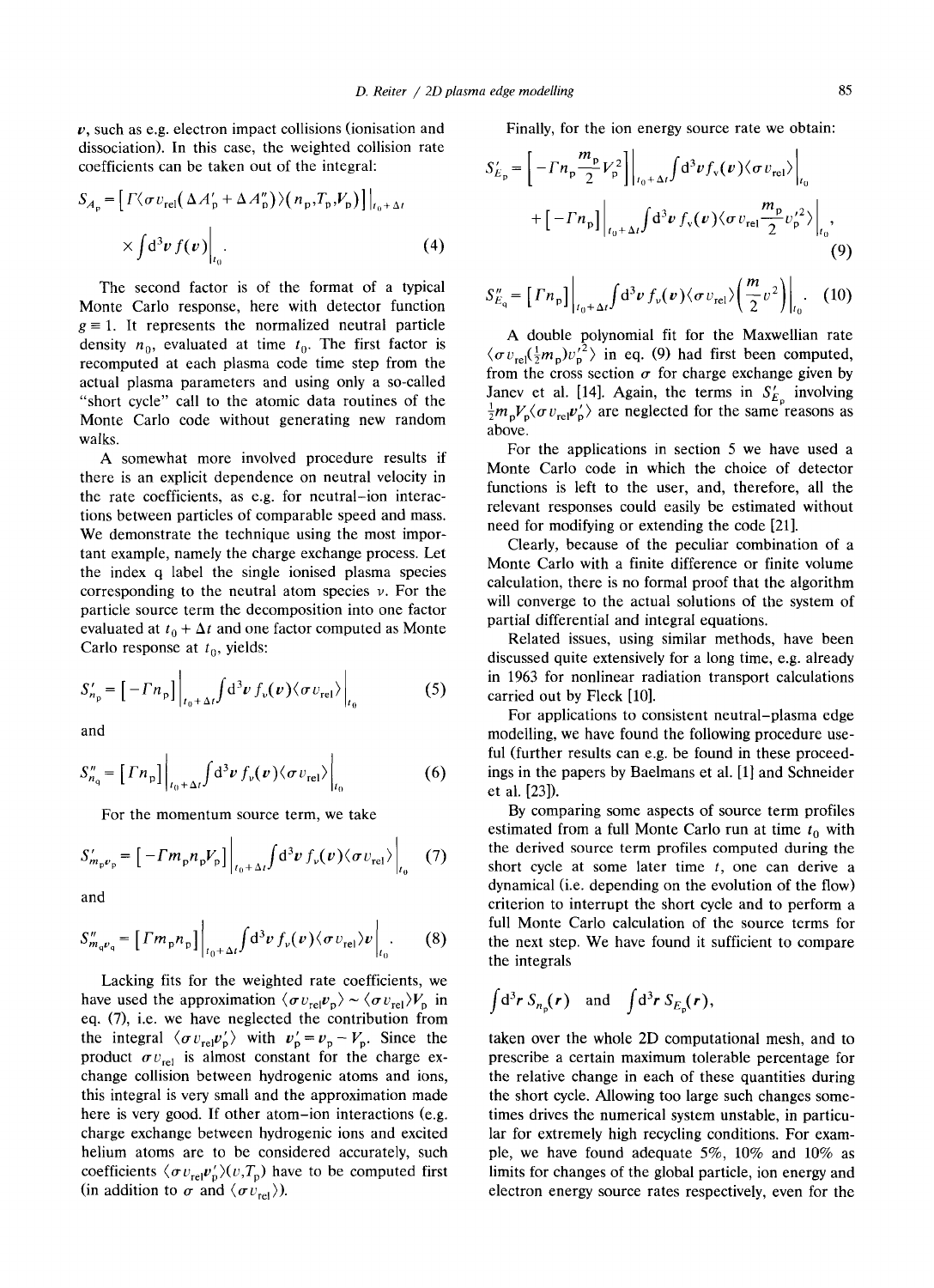$\boldsymbol{v}$, such as e.g. electron impact collisions (ionisation and dissociation). In this case, the weighted collision rate coefficients can be taken out of the integral:

$$S_{A_p} = \left[ \Gamma \langle \sigma v_{\mathrm{rel}} (\Delta A_p' + \Delta A_p'') \rangle (n_p, T_p, V_p) \right] \Big|_{t_0 + \Delta t} \times \int \mathrm{d}^3 v \, f(\boldsymbol{v}) \Big|_{t_0}. \tag{4}$$

The second factor is of the format of a typical Monte Carlo response, here with detector function $g \equiv 1$. It represents the normalized neutral particle density $n_0$, evaluated at time $t_0$. The first factor is recomputed at each plasma code time step from the actual plasma parameters and using only a so-called "short cycle" call to the atomic data routines of the Monte Carlo code without generating new random walks.

A somewhat more involved procedure results if there is an explicit dependence on neutral velocity in the rate coefficients, as e.g. for neutral-ion interactions between particles of comparable speed and mass. We demonstrate the technique using the most important example, namely the charge exchange process. Let the index q label the single ionised plasma species corresponding to the neutral atom species $\nu$. For the particle source term the decomposition into one factor evaluated at $t_0 + \Delta t$ and one factor computed as Monte Carlo response at $t_0$, yields:

$$S_{n_p}' = \left[ -\Gamma n_p \right] \Big|_{t_0 + \Delta t} \int \mathrm{d}^3 v \, f_\nu(\boldsymbol{v}) \langle \sigma v_{\mathrm{rel}} \rangle \Big|_{t_0} \tag{5}$$

and

$$S_{n_q}'' = \left[ \Gamma n_p \right] \Big|_{t_0 + \Delta t} \int \mathrm{d}^3 v \, f_\nu(\boldsymbol{v}) \langle \sigma v_{\mathrm{rel}} \rangle \Big|_{t_0} \tag{6}$$

For the momentum source term, we take

$$S_{m_p v_p}' = \left[ -\Gamma m_p n_p V_p \right] \Big|_{t_0 + \Delta t} \int \mathrm{d}^3 v \, f_\nu(\boldsymbol{v}) \langle \sigma v_{\mathrm{rel}} \rangle \Big|_{t_0} \tag{7}$$

and

$$S_{m_q v_q}'' = \left[ \Gamma m_p n_p \right] \Big|_{t_0 + \Delta t} \int \mathrm{d}^3 v \, f_\nu(\boldsymbol{v}) \langle \sigma v_{\mathrm{rel}} \rangle \boldsymbol{v} \Big|_{t_0}. \tag{8}$$

Lacking fits for the weighted rate coefficients, we have used the approximation $\langle \sigma v_{\mathrm{rel}} \boldsymbol{v}_p \rangle \sim \langle \sigma v_{\mathrm{rel}} \rangle V_p$ in eq. (7), i.e. we have neglected the contribution from the integral $\langle \sigma v_{\mathrm{rel}} \boldsymbol{v}_p' \rangle$ with $\boldsymbol{v}_p' = \boldsymbol{v}_p - V_p$. Since the product $\sigma v_{\mathrm{rel}}$ is almost constant for the charge exchange collision between hydrogenic atoms and ions, this integral is very small and the approximation made here is very good. If other atom-ion interactions (e.g. charge exchange between hydrogenic ions and excited helium atoms are to be considered accurately, such coefficients $\langle \sigma v_{\mathrm{rel}} \boldsymbol{v}_p' \rangle (v, T_p)$ have to be computed first (in addition to $\sigma$ and $\langle \sigma v_{\mathrm{rel}} \rangle$).

Finally, for the ion energy source rate we obtain:

$$S_{E_p}' = \left[ -\Gamma n_p \frac{m_p}{2} V_p^2 \right] \Big|_{t_0 + \Delta t} \int \mathrm{d}^3 v \, f_\nu(\boldsymbol{v}) \langle \sigma v_{\mathrm{rel}} \rangle \Big|_{t_0} + \left[ -\Gamma n_p \right] \Big|_{t_0 + \Delta t} \int \mathrm{d}^3 v \, f_\nu(\boldsymbol{v}) \langle \sigma v_{\mathrm{rel}} \frac{m_p}{2} v_p'^2 \rangle \Big|_{t_0}, \tag{9}$$

$$S_{E_q}'' = \left[ \Gamma n_p \right] \Big|_{t_0 + \Delta t} \int \mathrm{d}^3 v \, f_\nu(\boldsymbol{v}) \langle \sigma v_{\mathrm{rel}} \rangle \left( \frac{m}{2} v^2 \right) \Big|_{t_0}. \tag{10}$$

A double polynomial fit for the Maxwellian rate $\langle \sigma v_{\mathrm{rel}} (\frac{1}{2} m_p) v_p'^2 \rangle$ in eq. (9) had first been computed, from the cross section $\sigma$ for charge exchange given by Janev et al. [14]. Again, the terms in $S_{E_p}'$ involving $\frac{1}{2} m_p V_p \langle \sigma v_{\mathrm{rel}} \boldsymbol{v}_p' \rangle$ are neglected for the same reasons as above.

For the applications in section 5 we have used a Monte Carlo code in which the choice of detector functions is left to the user, and, therefore, all the relevant responses could easily be estimated without need for modifying or extending the code [21].

Clearly, because of the peculiar combination of a Monte Carlo with a finite difference or finite volume calculation, there is no formal proof that the algorithm will converge to the actual solutions of the system of partial differential and integral equations.

Related issues, using similar methods, have been discussed quite extensively for a long time, e.g. already in 1963 for nonlinear radiation transport calculations carried out by Fleck [10].

For applications to consistent neutral-plasma edge modelling, we have found the following procedure useful (further results can e.g. be found in these proceedings in the papers by Baelmans et al. [1] and Schneider et al. [23]).

By comparing some aspects of source term profiles estimated from a full Monte Carlo run at time $t_0$ with the derived source term profiles computed during the short cycle at some later time $t$, one can derive a dynamical (i.e. depending on the evolution of the flow) criterion to interrupt the short cycle and to perform a full Monte Carlo calculation of the source terms for the next step. We have found it sufficient to compare the integrals

$$\int \mathrm{d}^3 r \, S_{n_p}(\boldsymbol{r}) \quad \text{and} \quad \int \mathrm{d}^3 r \, S_{E_p}(\boldsymbol{r}),$$

taken over the whole 2D computational mesh, and to prescribe a certain maximum tolerable percentage for the relative change in each of these quantities during the short cycle. Allowing too large such changes sometimes drives the numerical system unstable, in particular for extremely high recycling conditions. For example, we have found adequate 5%, 10% and 10% as limits for changes of the global particle, ion energy and electron energy source rates respectively, even for the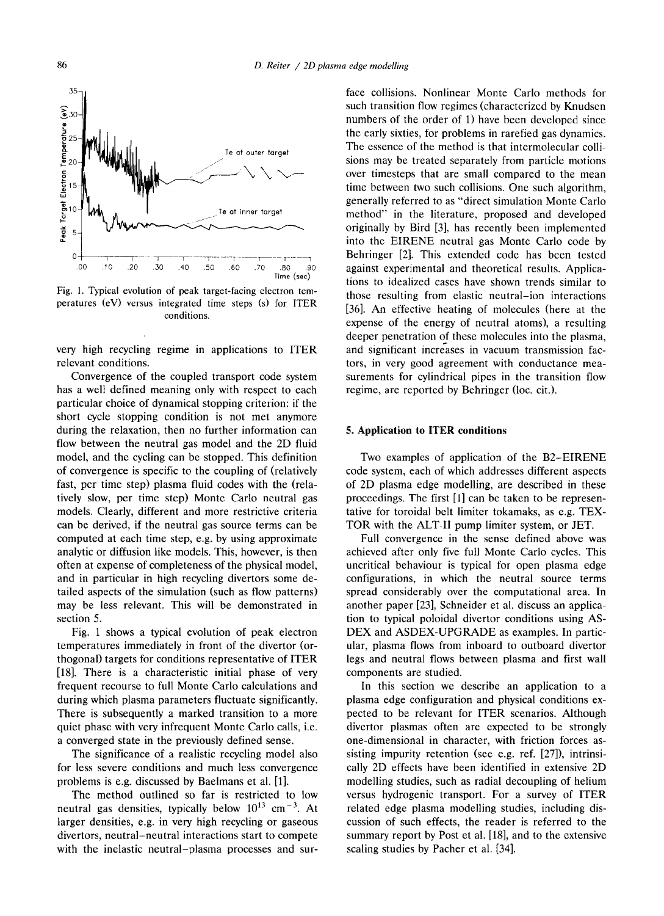Fig. 1. Typical evolution of peak target-facing electron temperatures (eV) versus integrated time steps (s) for ITER conditions.

very high recycling regime in applications to ITER relevant conditions.

Convergence of the coupled transport code system has a well defined meaning only with respect to each particular choice of dynamical stopping criterion: if the short cycle stopping condition is not met anymore during the relaxation, then no further information can flow between the neutral gas model and the 2D fluid model, and the cycling can be stopped. This definition of convergence is specific to the coupling of (relatively fast, per time step) plasma fluid codes with the (relatively slow, per time step) Monte Carlo neutral gas models. Clearly, different and more restrictive criteria can be derived, if the neutral gas source terms can be computed at each time step, e.g. by using approximate analytic or diffusion like models. This, however, is then often at expense of completeness of the physical model, and in particular in high recycling divertors some detailed aspects of the simulation (such as flow patterns) may be less relevant. This will be demonstrated in section 5.

Fig. 1 shows a typical evolution of peak electron temperatures immediately in front of the divertor (orthogonal) targets for conditions representative of ITER [18]. There is a characteristic initial phase of very frequent recourse to full Monte Carlo calculations and during which plasma parameters fluctuate significantly. There is subsequently a marked transition to a more quiet phase with very infrequent Monte Carlo calls, i.e. a converged state in the previously defined sense.

The significance of a realistic recycling model also for less severe conditions and much less convergence problems is e.g. discussed by Baelmans et al. [1].

The method outlined so far is restricted to low neutral gas densities, typically below $10^{13}$ cm$^{-3}$. At larger densities, e.g. in very high recycling or gaseous divertors, neutral–neutral interactions start to compete with the inelastic neutral–plasma processes and surface collisions. Nonlinear Monte Carlo methods for such transition flow regimes (characterized by Knudsen numbers of the order of 1) have been developed since the early sixties, for problems in rarefied gas dynamics. The essence of the method is that intermolecular collisions may be treated separately from particle motions over timesteps that are small compared to the mean time between two such collisions. One such algorithm, generally referred to as "direct simulation Monte Carlo method" in the literature, proposed and developed originally by Bird [3], has recently been implemented into the EIRENE neutral gas Monte Carlo code by Behringer [2]. This extended code has been tested against experimental and theoretical results. Applications to idealized cases have shown trends similar to those resulting from elastic neutral–ion interactions [36]. An effective heating of molecules (here at the expense of the energy of neutral atoms), a resulting deeper penetration of these molecules into the plasma, and significant increases in vacuum transmission factors, in very good agreement with conductance measurements for cylindrical pipes in the transition flow regime, are reported by Behringer (loc. cit.).

## 5. Application to ITER conditions

Two examples of application of the B2–EIRENE code system, each of which addresses different aspects of 2D plasma edge modelling, are described in these proceedings. The first [1] can be taken to be representative for toroidal belt limiter tokamaks, as e.g. TEXTOR with the ALT-II pump limiter system, or JET.

Full convergence in the sense defined above was achieved after only five full Monte Carlo cycles. This uncritical behaviour is typical for open plasma edge configurations, in which the neutral source terms spread considerably over the computational area. In another paper [23], Schneider et al. discuss an application to typical poloidal divertor conditions using ASDEX and ASDEX-UPGRADE as examples. In particular, plasma flows from inboard to outboard divertor legs and neutral flows between plasma and first wall components are studied.

In this section we describe an application to a plasma edge configuration and physical conditions expected to be relevant for ITER scenarios. Although divertor plasmas often are expected to be strongly one-dimensional in character, with friction forces assisting impurity retention (see e.g. ref. [27]), intrinsically 2D effects have been identified in extensive 2D modelling studies, such as radial decoupling of helium versus hydrogenic transport. For a survey of ITER related edge plasma modelling studies, including discussion of such effects, the reader is referred to the summary report by Post et al. [18], and to the extensive scaling studies by Pacher et al. [34].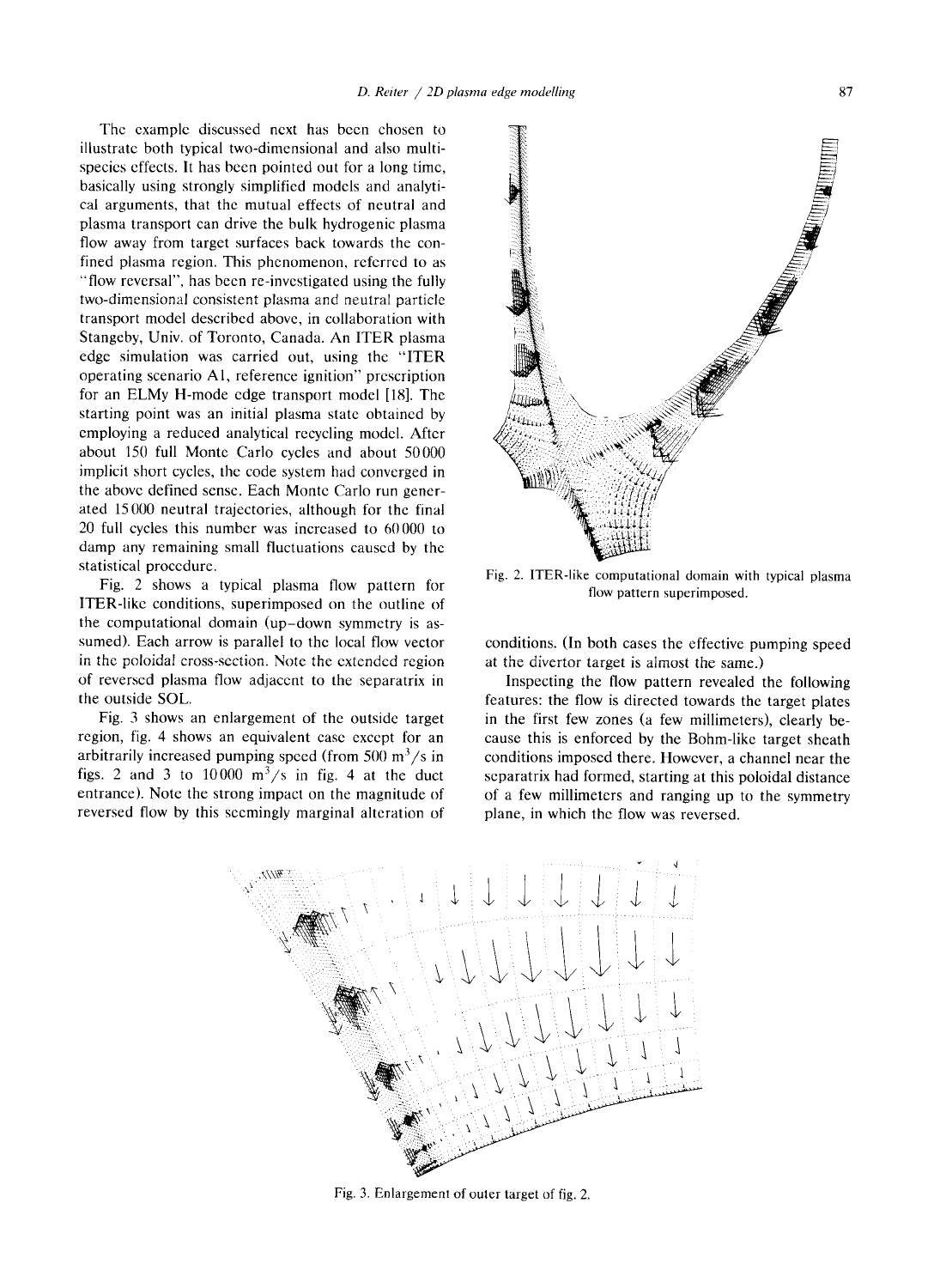The example discussed next has been chosen to illustrate both typical two-dimensional and also multi-species effects. It has been pointed out for a long time, basically using strongly simplified models and analytical arguments, that the mutual effects of neutral and plasma transport can drive the bulk hydrogenic plasma flow away from target surfaces back towards the confined plasma region. This phenomenon, referred to as "flow reversal", has been re-investigated using the fully two-dimensional consistent plasma and neutral particle transport model described above, in collaboration with Stangeby, Univ. of Toronto, Canada. An ITER plasma edge simulation was carried out, using the "ITER operating scenario A1, reference ignition" prescription for an ELMy H-mode edge transport model [18]. The starting point was an initial plasma state obtained by employing a reduced analytical recycling model. After about 150 full Monte Carlo cycles and about 50 000 implicit short cycles, the code system had converged in the above defined sense. Each Monte Carlo run generated 15 000 neutral trajectories, although for the final 20 full cycles this number was increased to 60 000 to damp any remaining small fluctuations caused by the statistical procedure.

Fig. 2 shows a typical plasma flow pattern for ITER-like conditions, superimposed on the outline of the computational domain (up–down symmetry is assumed). Each arrow is parallel to the local flow vector in the poloidal cross-section. Note the extended region of reversed plasma flow adjacent to the separatrix in the outside SOL.

Fig. 3 shows an enlargement of the outside target region, fig. 4 shows an equivalent case except for an arbitrarily increased pumping speed (from 500 $m^3/s$ in figs. 2 and 3 to 10 000 $m^3/s$ in fig. 4 at the duct entrance). Note the strong impact on the magnitude of reversed flow by this seemingly marginal alteration of conditions. (In both cases the effective pumping speed at the divertor target is almost the same.)

Fig. 2. ITER-like computational domain with typical plasma flow pattern superimposed.

Inspecting the flow pattern revealed the following features: the flow is directed towards the target plates in the first few zones (a few millimeters), clearly because this is enforced by the Bohm-like target sheath conditions imposed there. However, a channel near the separatrix had formed, starting at this poloidal distance of a few millimeters and ranging up to the symmetry plane, in which the flow was reversed.

Fig. 3. Enlargement of outer target of fig. 2.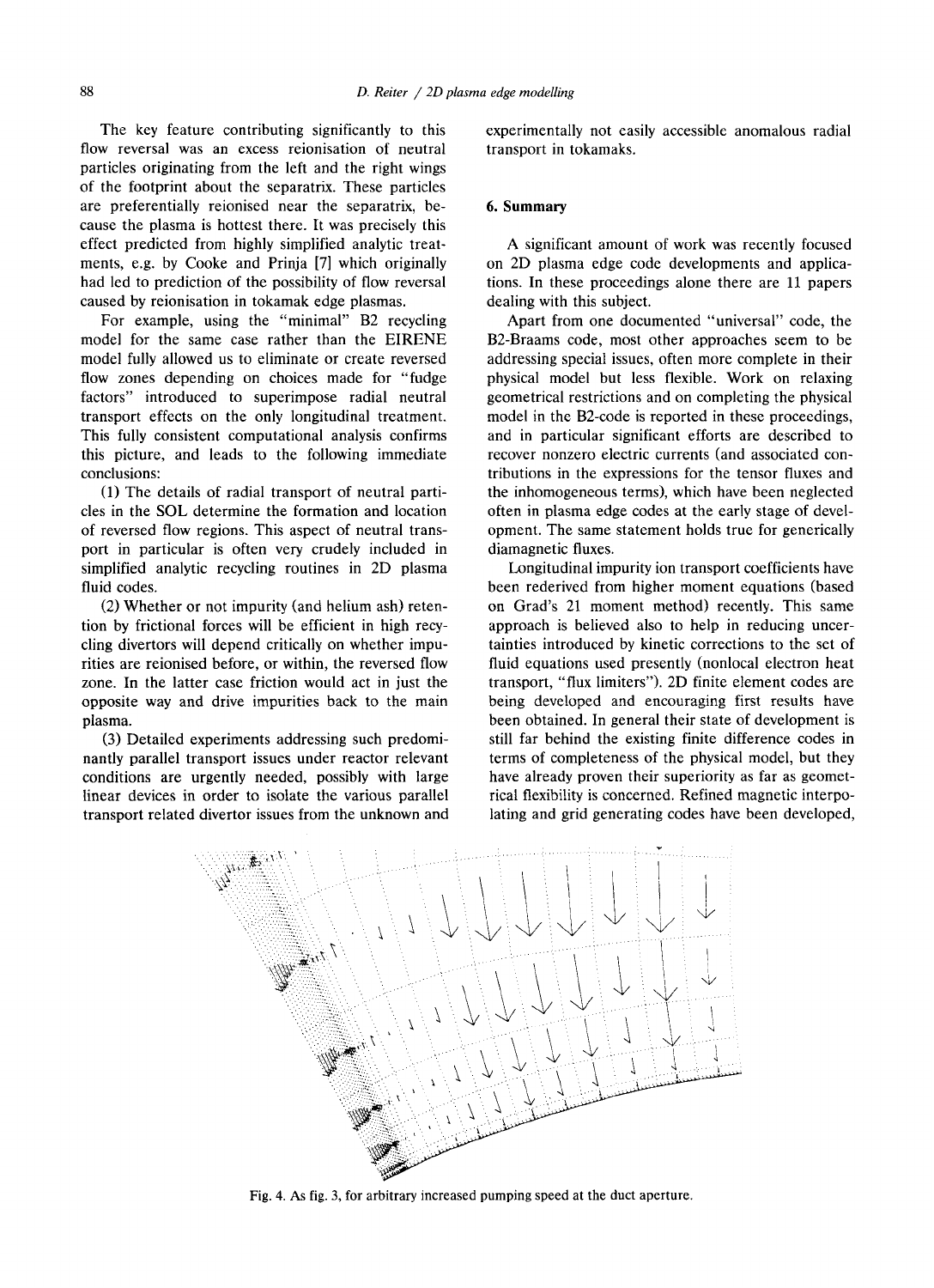The key feature contributing significantly to this flow reversal was an excess reionisation of neutral particles originating from the left and the right wings of the footprint about the separatrix. These particles are preferentially reionised near the separatrix, because the plasma is hottest there. It was precisely this effect predicted from highly simplified analytic treatments, e.g. by Cooke and Prinja [7] which originally had led to prediction of the possibility of flow reversal caused by reionisation in tokamak edge plasmas.

For example, using the "minimal" B2 recycling model for the same case rather than the EIRENE model fully allowed us to eliminate or create reversed flow zones depending on choices made for "fudge factors" introduced to superimpose radial neutral transport effects on the only longitudinal treatment. This fully consistent computational analysis confirms this picture, and leads to the following immediate conclusions:

(1) The details of radial transport of neutral particles in the SOL determine the formation and location of reversed flow regions. This aspect of neutral transport in particular is often very crudely included in simplified analytic recycling routines in 2D plasma fluid codes.

(2) Whether or not impurity (and helium ash) retention by frictional forces will be efficient in high recycling divertors will depend critically on whether impurities are reionised before, or within, the reversed flow zone. In the latter case friction would act in just the opposite way and drive impurities back to the main plasma.

(3) Detailed experiments addressing such predominantly parallel transport issues under reactor relevant conditions are urgently needed, possibly with large linear devices in order to isolate the various parallel transport related divertor issues from the unknown and experimentally not easily accessible anomalous radial transport in tokamaks.

## 6. Summary

A significant amount of work was recently focused on 2D plasma edge code developments and applications. In these proceedings alone there are 11 papers dealing with this subject.

Apart from one documented "universal" code, the B2-Braams code, most other approaches seem to be addressing special issues, often more complete in their physical model but less flexible. Work on relaxing geometrical restrictions and on completing the physical model in the B2-code is reported in these proceedings, and in particular significant efforts are described to recover nonzero electric currents (and associated contributions in the expressions for the tensor fluxes and the inhomogeneous terms), which have been neglected often in plasma edge codes at the early stage of development. The same statement holds true for generically diamagnetic fluxes.

Longitudinal impurity ion transport coefficients have been rederived from higher moment equations (based on Grad's 21 moment method) recently. This same approach is believed also to help in reducing uncertainties introduced by kinetic corrections to the set of fluid equations used presently (nonlocal electron heat transport, "flux limiters"). 2D finite element codes are being developed and encouraging first results have been obtained. In general their state of development is still far behind the existing finite difference codes in terms of completeness of the physical model, but they have already proven their superiority as far as geometrical flexibility is concerned. Refined magnetic interpolating and grid generating codes have been developed,

Fig. 4. As fig. 3, for arbitrary increased pumping speed at the duct aperture.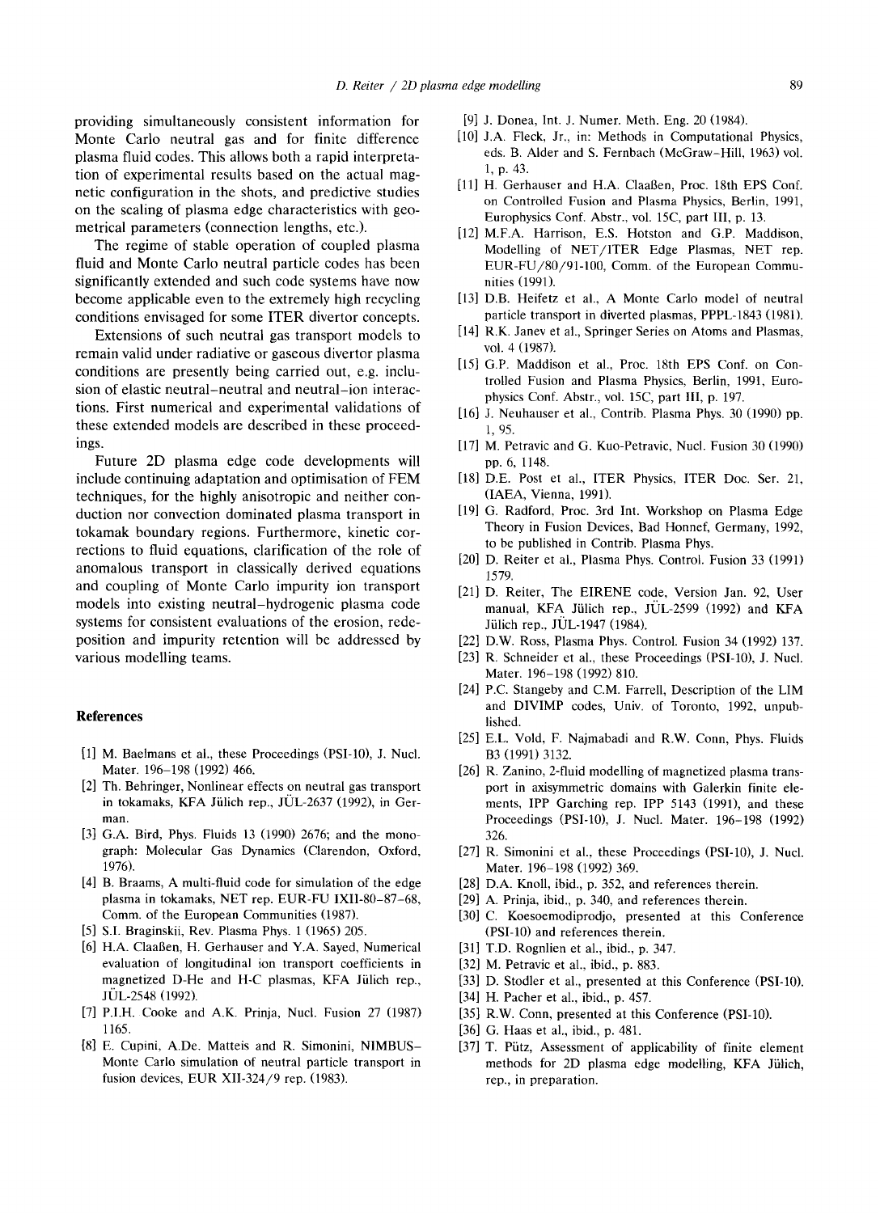providing simultaneously consistent information for Monte Carlo neutral gas and for finite difference plasma fluid codes. This allows both a rapid interpretation of experimental results based on the actual magnetic configuration in the shots, and predictive studies on the scaling of plasma edge characteristics with geometrical parameters (connection lengths, etc.).

The regime of stable operation of coupled plasma fluid and Monte Carlo neutral particle codes has been significantly extended and such code systems have now become applicable even to the extremely high recycling conditions envisaged for some ITER divertor concepts.

Extensions of such neutral gas transport models to remain valid under radiative or gaseous divertor plasma conditions are presently being carried out, e.g. inclusion of elastic neutral–neutral and neutral–ion interactions. First numerical and experimental validations of these extended models are described in these proceedings.

Future 2D plasma edge code developments will include continuing adaptation and optimisation of FEM techniques, for the highly anisotropic and neither conduction nor convection dominated plasma transport in tokamak boundary regions. Furthermore, kinetic corrections to fluid equations, clarification of the role of anomalous transport in classically derived equations and coupling of Monte Carlo impurity ion transport models into existing neutral–hydrogenic plasma code systems for consistent evaluations of the erosion, redeposition and impurity retention will be addressed by various modelling teams.

## References

[1] M. Baelmans et al., these Proceedings (PSI-10), J. Nucl. Mater. 196–198 (1992) 466.

[2] Th. Behringer, Nonlinear effects on neutral gas transport in tokamaks, KFA Jülich rep., JÜL-2637 (1992), in German.

[3] G.A. Bird, Phys. Fluids 13 (1990) 2676; and the monograph: Molecular Gas Dynamics (Clarendon, Oxford, 1976).

[4] B. Braams, A multi-fluid code for simulation of the edge plasma in tokamaks, NET rep. EUR-FU IXII-80–87–68, Comm. of the European Communities (1987).

[5] S.I. Braginskii, Rev. Plasma Phys. 1 (1965) 205.

[6] H.A. Claaßen, H. Gerhauser and Y.A. Sayed, Numerical evaluation of longitudinal ion transport coefficients in magnetized D-He and H-C plasmas, KFA Jülich rep., JÜL-2548 (1992).

[7] P.I.H. Cooke and A.K. Prinja, Nucl. Fusion 27 (1987) 1165.

[8] E. Cupini, A.De. Matteis and R. Simonini, NIMBUS–Monte Carlo simulation of neutral particle transport in fusion devices, EUR XII-324/9 rep. (1983).

[9] J. Donea, Int. J. Numer. Meth. Eng. 20 (1984).

[10] J.A. Fleck, Jr., in: Methods in Computational Physics, eds. B. Alder and S. Fernbach (McGraw-Hill, 1963) vol. 1, p. 43.

[11] H. Gerhauser and H.A. Claaßen, Proc. 18th EPS Conf. on Controlled Fusion and Plasma Physics, Berlin, 1991, Europhysics Conf. Abstr., vol. 15C, part III, p. 13.

[12] M.F.A. Harrison, E.S. Hotston and G.P. Maddison, Modelling of NET/ITER Edge Plasmas, NET rep. EUR-FU/80/91-100, Comm. of the European Communities (1991).

[13] D.B. Heifetz et al., A Monte Carlo model of neutral particle transport in diverted plasmas, PPPL-1843 (1981).

[14] R.K. Janev et al., Springer Series on Atoms and Plasmas, vol. 4 (1987).

[15] G.P. Maddison et al., Proc. 18th EPS Conf. on Controlled Fusion and Plasma Physics, Berlin, 1991, Europhysics Conf. Abstr., vol. 15C, part III, p. 197.

[16] J. Neuhauser et al., Contrib. Plasma Phys. 30 (1990) pp. 1, 95.

[17] M. Petravic and G. Kuo-Petravic, Nucl. Fusion 30 (1990) pp. 6, 1148.

[18] D.E. Post et al., ITER Physics, ITER Doc. Ser. 21, (IAEA, Vienna, 1991).

[19] G. Radford, Proc. 3rd Int. Workshop on Plasma Edge Theory in Fusion Devices, Bad Honnef, Germany, 1992, to be published in Contrib. Plasma Phys.

[20] D. Reiter et al., Plasma Phys. Control. Fusion 33 (1991) 1579.

[21] D. Reiter, The EIRENE code, Version Jan. 92, User manual, KFA Jülich rep., JÜL-2599 (1992) and KFA Jülich rep., JÜL-1947 (1984).

[22] D.W. Ross, Plasma Phys. Control. Fusion 34 (1992) 137.

[23] R. Schneider et al., these Proceedings (PSI-10), J. Nucl. Mater. 196–198 (1992) 810.

[24] P.C. Stangeby and C.M. Farrell, Description of the LIM and DIVIMP codes, Univ. of Toronto, 1992, unpublished.

[25] E.L. Vold, F. Najmabadi and R.W. Conn, Phys. Fluids B3 (1991) 3132.

[26] R. Zanino, 2-fluid modelling of magnetized plasma transport in axisymmetric domains with Galerkin finite elements, IPP Garching rep. IPP 5143 (1991), and these Proceedings (PSI-10), J. Nucl. Mater. 196–198 (1992) 326.

[27] R. Simonini et al., these Proceedings (PSI-10), J. Nucl. Mater. 196–198 (1992) 369.

[28] D.A. Knoll, ibid., p. 352, and references therein.

[29] A. Prinja, ibid., p. 340, and references therein.

[30] C. Koesoemodiprodjo, presented at this Conference (PSI-10) and references therein.

[31] T.D. Rognlien et al., ibid., p. 347.

[32] M. Petravic et al., ibid., p. 883.

[33] D. Stodler et al., presented at this Conference (PSI-10).

[34] H. Pacher et al., ibid., p. 457.

[35] R.W. Conn, presented at this Conference (PSI-10).

[36] G. Haas et al., ibid., p. 481.

[37] T. Pütz, Assessment of applicability of finite element methods for 2D plasma edge modelling, KFA Jülich, rep., in preparation.